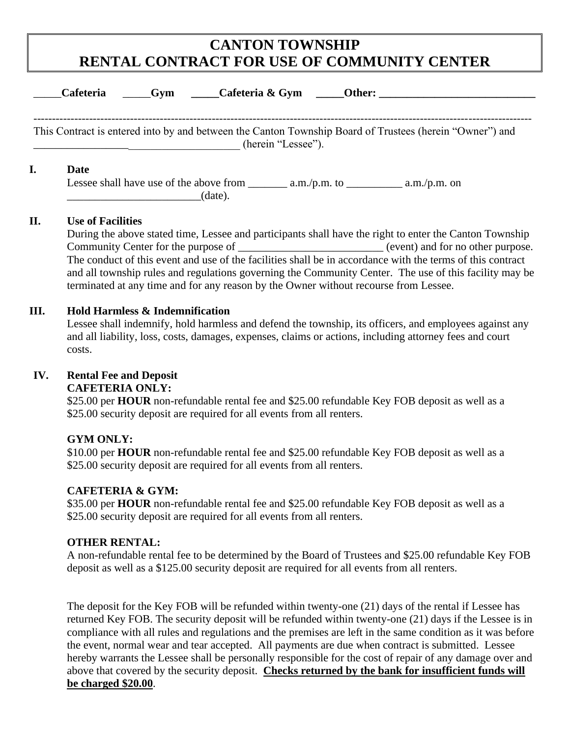# CANTON TOWNSHIP
# RENTAL CONTRACT FOR USE OF COMMUNITY CENTER

_____**Cafeteria** _____**Gym** _____**Cafeteria & Gym** _____**Other: ____________________________**

---

This Contract is entered into by and between the Canton Township Board of Trustees (herein "Owner") and _________________ ___________________ (herein "Lessee").

**I. Date**

Lessee shall have use of the above from _______ a.m./p.m. to __________ a.m./p.m. on ________________________(date).

**II. Use of Facilities**

During the above stated time, Lessee and participants shall have the right to enter the Canton Township Community Center for the purpose of __________________________ (event) and for no other purpose. The conduct of this event and use of the facilities shall be in accordance with the terms of this contract and all township rules and regulations governing the Community Center. The use of this facility may be terminated at any time and for any reason by the Owner without recourse from Lessee.

**III. Hold Harmless & Indemnification**

Lessee shall indemnify, hold harmless and defend the township, its officers, and employees against any and all liability, loss, costs, damages, expenses, claims or actions, including attorney fees and court costs.

**IV. Rental Fee and Deposit**

**CAFETERIA ONLY:**

$25.00 per **HOUR** non-refundable rental fee and $25.00 refundable Key FOB deposit as well as a $25.00 security deposit are required for all events from all renters.

**GYM ONLY:**

$10.00 per **HOUR** non-refundable rental fee and $25.00 refundable Key FOB deposit as well as a $25.00 security deposit are required for all events from all renters.

**CAFETERIA & GYM:**

$35.00 per **HOUR** non-refundable rental fee and $25.00 refundable Key FOB deposit as well as a $25.00 security deposit are required for all events from all renters.

**OTHER RENTAL:**

A non-refundable rental fee to be determined by the Board of Trustees and $25.00 refundable Key FOB deposit as well as a $125.00 security deposit are required for all events from all renters.

The deposit for the Key FOB will be refunded within twenty-one (21) days of the rental if Lessee has returned Key FOB. The security deposit will be refunded within twenty-one (21) days if the Lessee is in compliance with all rules and regulations and the premises are left in the same condition as it was before the event, normal wear and tear accepted. All payments are due when contract is submitted. Lessee hereby warrants the Lessee shall be personally responsible for the cost of repair of any damage over and above that covered by the security deposit. **<u>Checks returned by the bank for insufficient funds will be charged $20.00</u>**.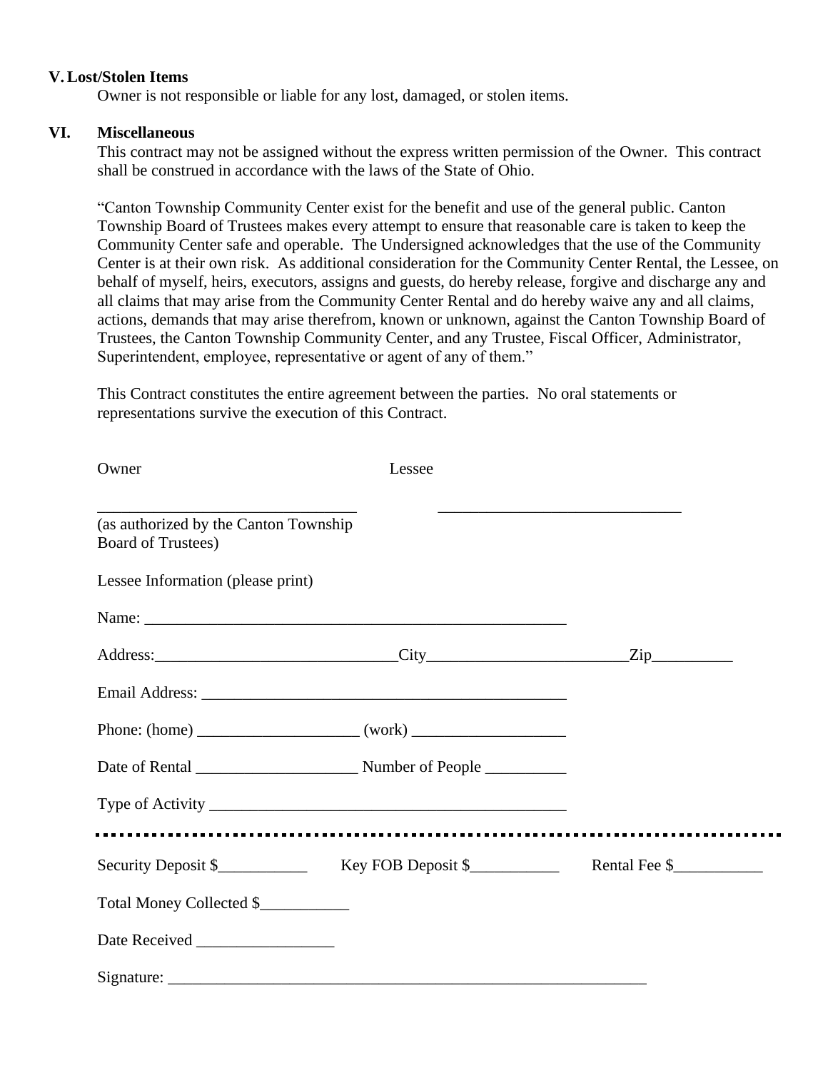## V. Lost/Stolen Items

Owner is not responsible or liable for any lost, damaged, or stolen items.

## VI. Miscellaneous

This contract may not be assigned without the express written permission of the Owner. This contract shall be construed in accordance with the laws of the State of Ohio.

"Canton Township Community Center exist for the benefit and use of the general public. Canton Township Board of Trustees makes every attempt to ensure that reasonable care is taken to keep the Community Center safe and operable. The Undersigned acknowledges that the use of the Community Center is at their own risk. As additional consideration for the Community Center Rental, the Lessee, on behalf of myself, heirs, executors, assigns and guests, do hereby release, forgive and discharge any and all claims that may arise from the Community Center Rental and do hereby waive any and all claims, actions, demands that may arise therefrom, known or unknown, against the Canton Township Board of Trustees, the Canton Township Community Center, and any Trustee, Fiscal Officer, Administrator, Superintendent, employee, representative or agent of any of them."

This Contract constitutes the entire agreement between the parties. No oral statements or representations survive the execution of this Contract.

Owner                                        Lessee

________________________________          ______________________________

(as authorized by the Canton Township Board of Trustees)

Lessee Information (please print)

Name: ____________________________________________________

Address:______________________________City_________________________Zip__________

Email Address: _____________________________________________

Phone: (home) ____________________ (work) ___________________

Date of Rental ____________________ Number of People __________

Type of Activity _____________________________________________

---

Security Deposit $___________   Key FOB Deposit $___________   Rental Fee $___________

Total Money Collected $___________

Date Received _________________

Signature: ____________________________________________________________